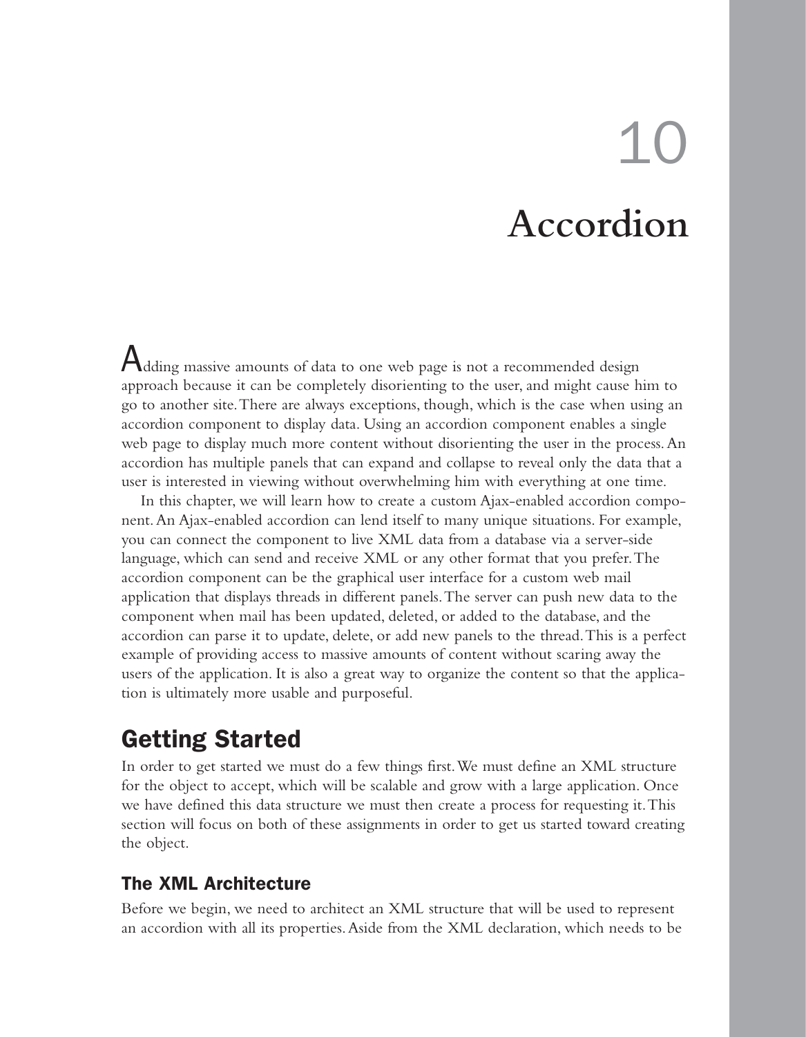# 10 Accordion

Adding massive amounts of data to one web page is not a recommended design approach because it can be completely disorienting to the user, and might cause him to go to another site. There are always exceptions, though, which is the case when using an accordion component to display data. Using an accordion component enables a single web page to display much more content without disorienting the user in the process. An accordion has multiple panels that can expand and collapse to reveal only the data that a user is interested in viewing without overwhelming him with everything at one time.

In this chapter, we will learn how to create a custom Ajax-enabled accordion component. An Ajax-enabled accordion can lend itself to many unique situations. For example, you can connect the component to live XML data from a database via a server-side language, which can send and receive XML or any other format that you prefer. The accordion component can be the graphical user interface for a custom web mail application that displays threads in different panels. The server can push new data to the component when mail has been updated, deleted, or added to the database, and the accordion can parse it to update, delete, or add new panels to the thread. This is a perfect example of providing access to massive amounts of content without scaring away the users of the application. It is also a great way to organize the content so that the application is ultimately more usable and purposeful.

## Getting Started

In order to get started we must do a few things first. We must define an XML structure for the object to accept, which will be scalable and grow with a large application. Once we have defined this data structure we must then create a process for requesting it. This section will focus on both of these assignments in order to get us started toward creating the object.

### The XML Architecture

Before we begin, we need to architect an XML structure that will be used to represent an accordion with all its properties. Aside from the XML declaration, which needs to be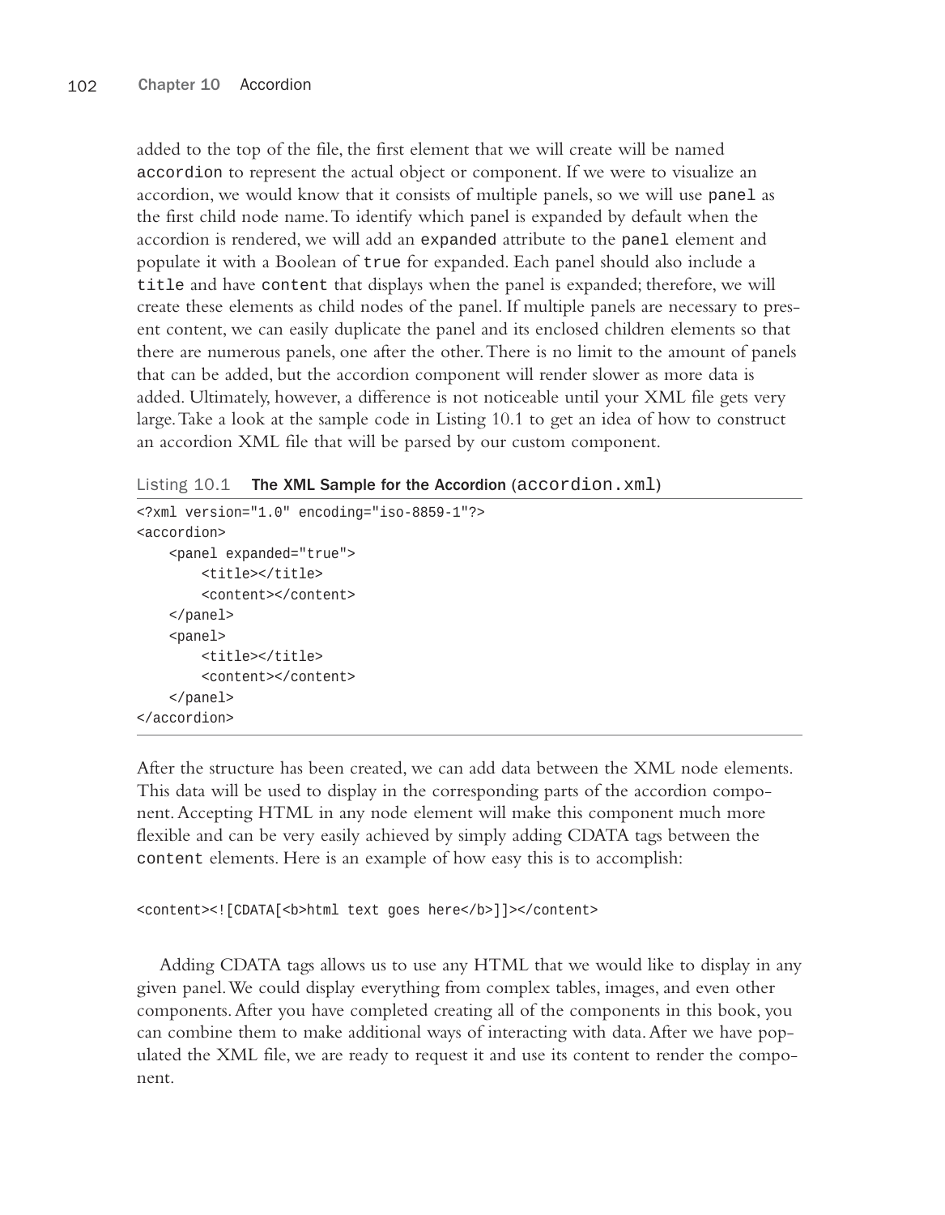added to the top of the file, the first element that we will create will be named `accordion` to represent the actual object or component. If we were to visualize an accordion, we would know that it consists of multiple panels, so we will use `panel` as the first child node name. To identify which panel is expanded by default when the accordion is rendered, we will add an `expanded` attribute to the `panel` element and populate it with a Boolean of `true` for expanded. Each panel should also include a `title` and have `content` that displays when the panel is expanded; therefore, we will create these elements as child nodes of the panel. If multiple panels are necessary to present content, we can easily duplicate the panel and its enclosed children elements so that there are numerous panels, one after the other. There is no limit to the amount of panels that can be added, but the accordion component will render slower as more data is added. Ultimately, however, a difference is not noticeable until your XML file gets very large. Take a look at the sample code in Listing 10.1 to get an idea of how to construct an accordion XML file that will be parsed by our custom component.

Listing 10.1 **The XML Sample for the Accordion** (`accordion.xml`)

```
<?xml version="1.0" encoding="iso-8859-1"?>
<accordion>
    <panel expanded="true">
        <title></title>
        <content></content>
    </panel>
    <panel>
        <title></title>
        <content></content>
    </panel>
</accordion>
```

After the structure has been created, we can add data between the XML node elements. This data will be used to display in the corresponding parts of the accordion component. Accepting HTML in any node element will make this component much more flexible and can be very easily achieved by simply adding CDATA tags between the `content` elements. Here is an example of how easy this is to accomplish:

```
<content><![CDATA[<b>html text goes here</b>]]></content>
```

Adding CDATA tags allows us to use any HTML that we would like to display in any given panel. We could display everything from complex tables, images, and even other components. After you have completed creating all of the components in this book, you can combine them to make additional ways of interacting with data. After we have populated the XML file, we are ready to request it and use its content to render the component.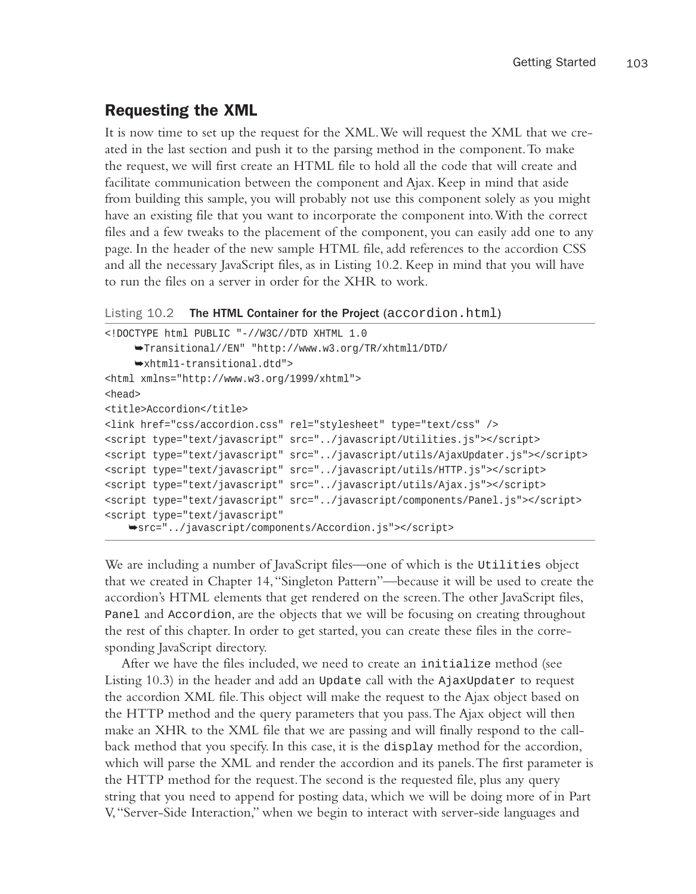## Requesting the XML

It is now time to set up the request for the XML. We will request the XML that we created in the last section and push it to the parsing method in the component. To make the request, we will first create an HTML file to hold all the code that will create and facilitate communication between the component and Ajax. Keep in mind that aside from building this sample, you will probably not use this component solely as you might have an existing file that you want to incorporate the component into. With the correct files and a few tweaks to the placement of the component, you can easily add one to any page. In the header of the new sample HTML file, add references to the accordion CSS and all the necessary JavaScript files, as in Listing 10.2. Keep in mind that you will have to run the files on a server in order for the XHR to work.

Listing 10.2 **The HTML Container for the Project** (`accordion.html`)

```
<!DOCTYPE html PUBLIC "-//W3C//DTD XHTML 1.0
     ➥Transitional//EN" "http://www.w3.org/TR/xhtml1/DTD/
     ➥xhtml1-transitional.dtd">
<html xmlns="http://www.w3.org/1999/xhtml">
<head>
<title>Accordion</title>
<link href="css/accordion.css" rel="stylesheet" type="text/css" />
<script type="text/javascript" src="../javascript/Utilities.js"></script>
<script type="text/javascript" src="../javascript/utils/AjaxUpdater.js"></script>
<script type="text/javascript" src="../javascript/utils/HTTP.js"></script>
<script type="text/javascript" src="../javascript/utils/Ajax.js"></script>
<script type="text/javascript" src="../javascript/components/Panel.js"></script>
<script type="text/javascript"
    ➥src="../javascript/components/Accordion.js"></script>
```

We are including a number of JavaScript files—one of which is the `Utilities` object that we created in Chapter 14, "Singleton Pattern"—because it will be used to create the accordion's HTML elements that get rendered on the screen. The other JavaScript files, `Panel` and `Accordion`, are the objects that we will be focusing on creating throughout the rest of this chapter. In order to get started, you can create these files in the corresponding JavaScript directory.

After we have the files included, we need to create an `initialize` method (see Listing 10.3) in the header and add an `Update` call with the `AjaxUpdater` to request the accordion XML file. This object will make the request to the Ajax object based on the HTTP method and the query parameters that you pass. The Ajax object will then make an XHR to the XML file that we are passing and will finally respond to the callback method that you specify. In this case, it is the `display` method for the accordion, which will parse the XML and render the accordion and its panels. The first parameter is the HTTP method for the request. The second is the requested file, plus any query string that you need to append for posting data, which we will be doing more of in Part V, "Server-Side Interaction," when we begin to interact with server-side languages and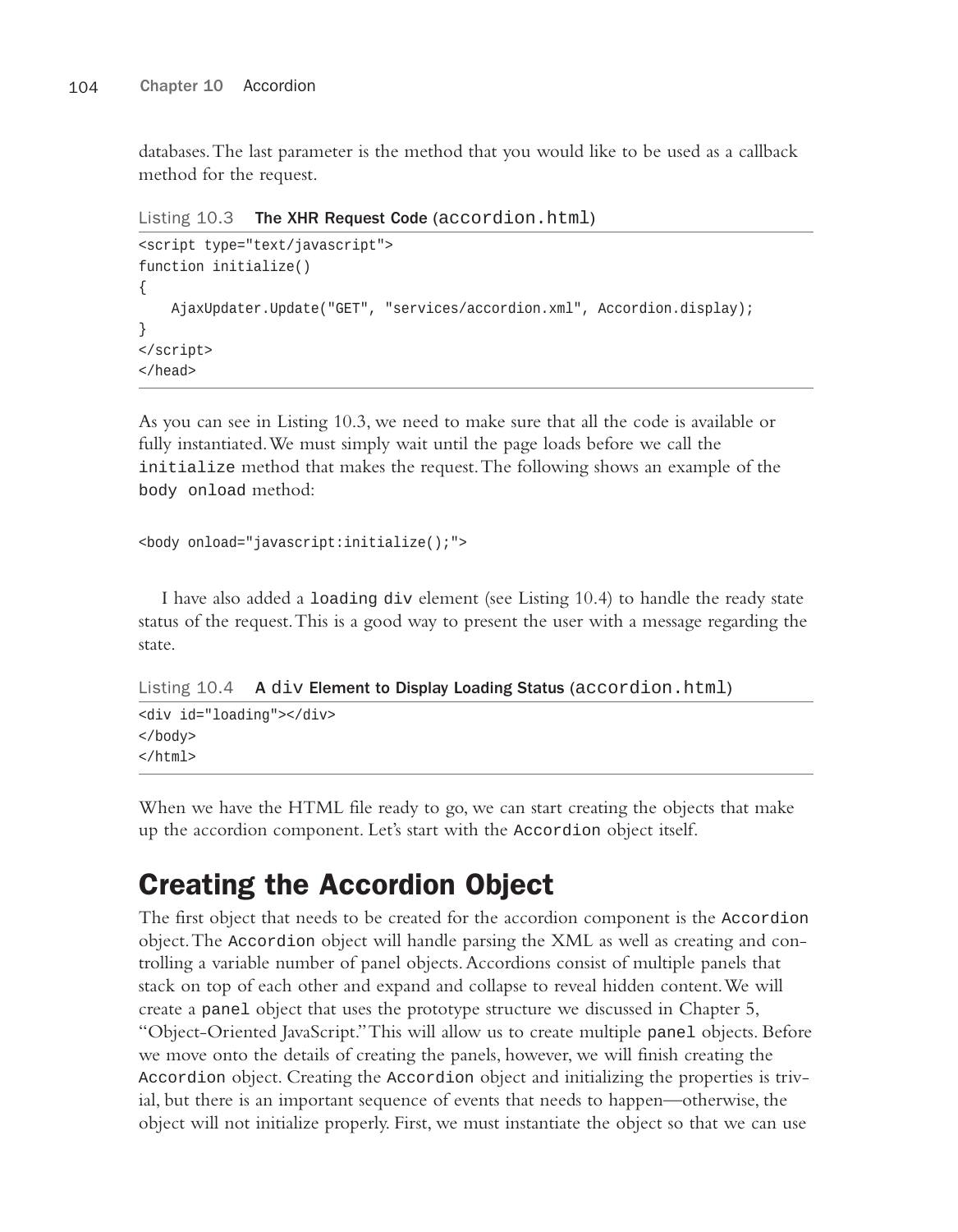databases. The last parameter is the method that you would like to be used as a callback method for the request.

Listing 10.3 **The XHR Request Code** (`accordion.html`)

```
<script type="text/javascript">
function initialize()
{
    AjaxUpdater.Update("GET", "services/accordion.xml", Accordion.display);
}
</script>
</head>
```

As you can see in Listing 10.3, we need to make sure that all the code is available or fully instantiated. We must simply wait until the page loads before we call the `initialize` method that makes the request. The following shows an example of the `body onload` method:

```
<body onload="javascript:initialize();">
```

I have also added a `loading div` element (see Listing 10.4) to handle the ready state status of the request. This is a good way to present the user with a message regarding the state.

Listing 10.4 **A `div` Element to Display Loading Status** (`accordion.html`)

```
<div id="loading"></div>
</body>
</html>
```

When we have the HTML file ready to go, we can start creating the objects that make up the accordion component. Let's start with the `Accordion` object itself.

## Creating the Accordion Object

The first object that needs to be created for the accordion component is the `Accordion` object. The `Accordion` object will handle parsing the XML as well as creating and controlling a variable number of panel objects. Accordions consist of multiple panels that stack on top of each other and expand and collapse to reveal hidden content. We will create a `panel` object that uses the prototype structure we discussed in Chapter 5, "Object-Oriented JavaScript." This will allow us to create multiple `panel` objects. Before we move onto the details of creating the panels, however, we will finish creating the `Accordion` object. Creating the `Accordion` object and initializing the properties is trivial, but there is an important sequence of events that needs to happen—otherwise, the object will not initialize properly. First, we must instantiate the object so that we can use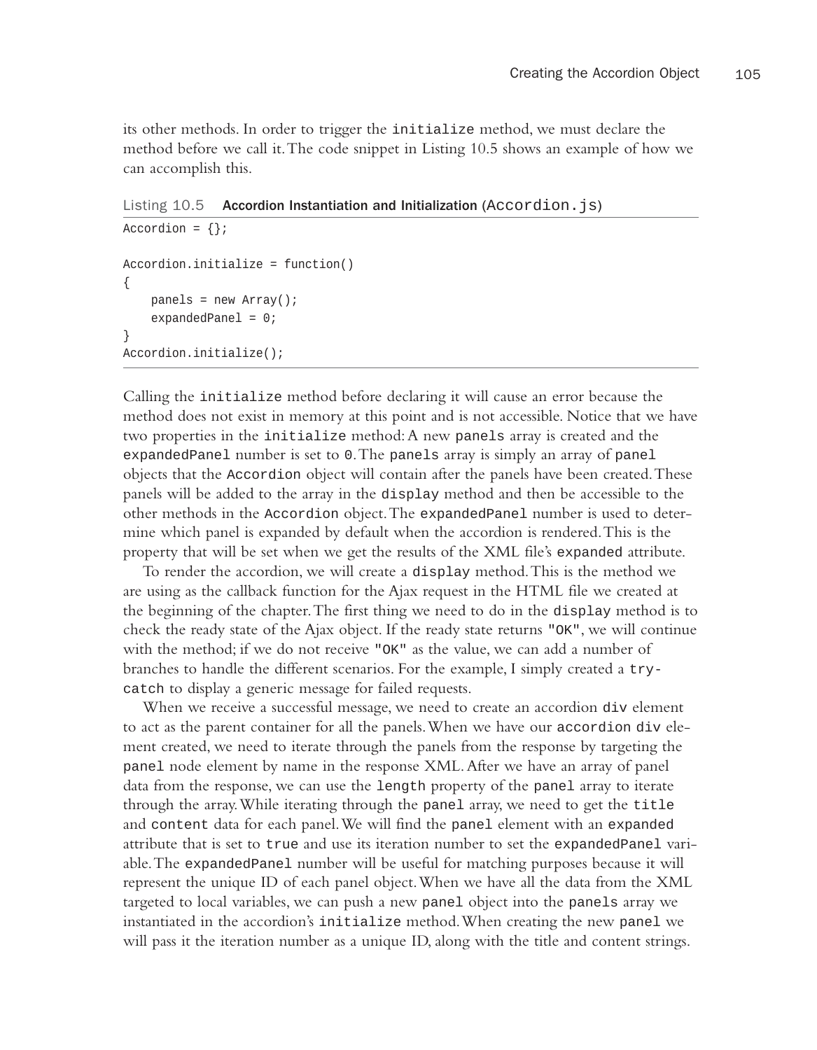its other methods. In order to trigger the `initialize` method, we must declare the method before we call it. The code snippet in Listing 10.5 shows an example of how we can accomplish this.

Listing 10.5 **Accordion Instantiation and Initialization** (`Accordion.js`)

```
Accordion = {};

Accordion.initialize = function()
{
    panels = new Array();
    expandedPanel = 0;
}
Accordion.initialize();
```

Calling the `initialize` method before declaring it will cause an error because the method does not exist in memory at this point and is not accessible. Notice that we have two properties in the `initialize` method: A new `panels` array is created and the `expandedPanel` number is set to `0`. The `panels` array is simply an array of `panel` objects that the `Accordion` object will contain after the panels have been created. These panels will be added to the array in the `display` method and then be accessible to the other methods in the `Accordion` object. The `expandedPanel` number is used to determine which panel is expanded by default when the accordion is rendered. This is the property that will be set when we get the results of the XML file's `expanded` attribute.

To render the accordion, we will create a `display` method. This is the method we are using as the callback function for the Ajax request in the HTML file we created at the beginning of the chapter. The first thing we need to do in the `display` method is to check the ready state of the Ajax object. If the ready state returns `"OK"`, we will continue with the method; if we do not receive `"OK"` as the value, we can add a number of branches to handle the different scenarios. For the example, I simply created a `try-catch` to display a generic message for failed requests.

When we receive a successful message, we need to create an accordion `div` element to act as the parent container for all the panels. When we have our `accordion div` element created, we need to iterate through the panels from the response by targeting the `panel` node element by name in the response XML. After we have an array of panel data from the response, we can use the `length` property of the `panel` array to iterate through the array. While iterating through the `panel` array, we need to get the `title` and `content` data for each panel. We will find the `panel` element with an `expanded` attribute that is set to `true` and use its iteration number to set the `expandedPanel` variable. The `expandedPanel` number will be useful for matching purposes because it will represent the unique ID of each panel object. When we have all the data from the XML targeted to local variables, we can push a new `panel` object into the `panels` array we instantiated in the accordion's `initialize` method. When creating the new `panel` we will pass it the iteration number as a unique ID, along with the title and content strings.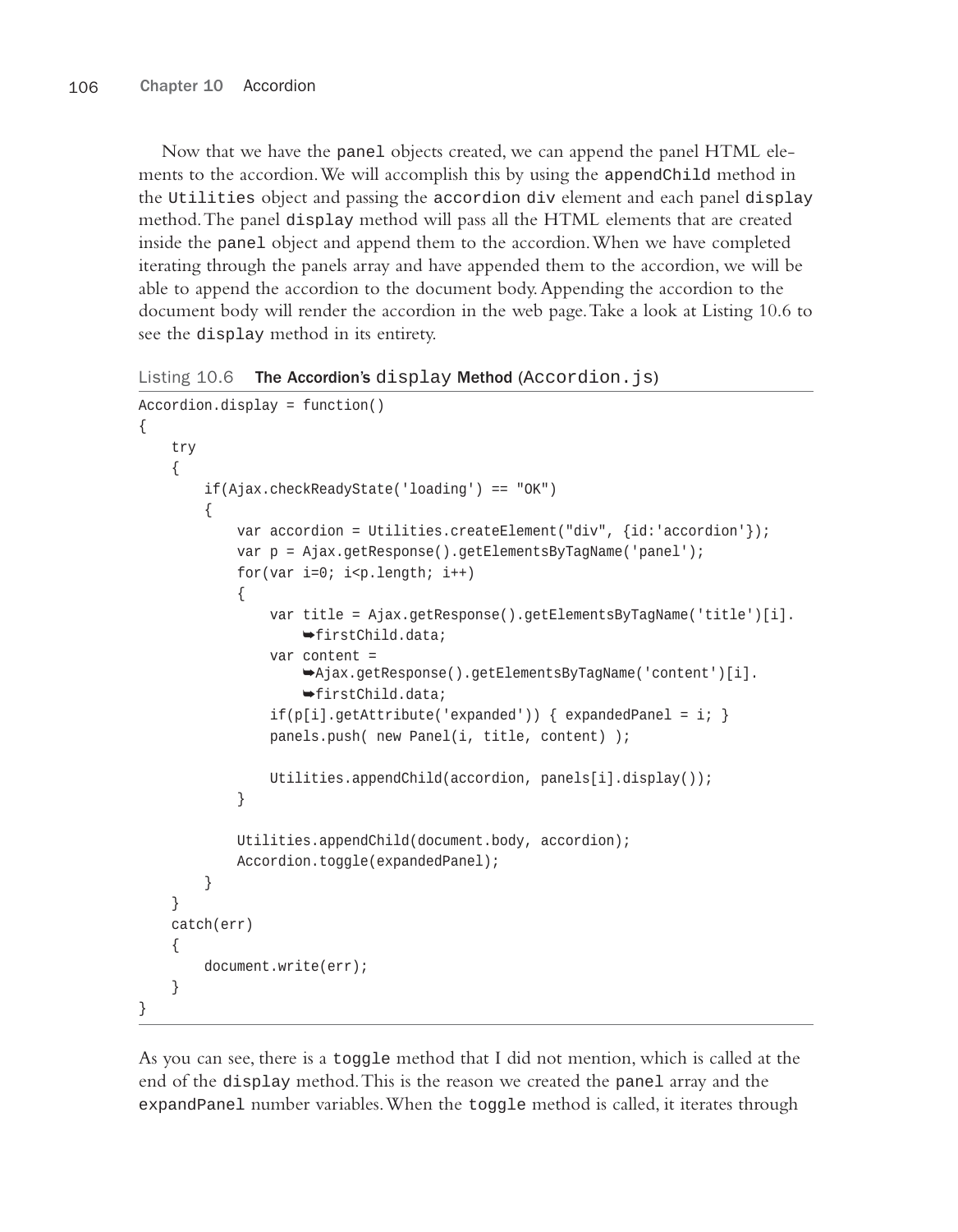Now that we have the panel objects created, we can append the panel HTML elements to the accordion. We will accomplish this by using the appendChild method in the Utilities object and passing the accordion div element and each panel display method. The panel display method will pass all the HTML elements that are created inside the panel object and append them to the accordion. When we have completed iterating through the panels array and have appended them to the accordion, we will be able to append the accordion to the document body. Appending the accordion to the document body will render the accordion in the web page. Take a look at Listing 10.6 to see the display method in its entirety.

Listing 10.6 **The Accordion's display Method (Accordion.js)**

```
Accordion.display = function()
{
    try
    {
        if(Ajax.checkReadyState('loading') == "OK")
        {
            var accordion = Utilities.createElement("div", {id:'accordion'});
            var p = Ajax.getResponse().getElementsByTagName('panel');
            for(var i=0; i<p.length; i++)
            {
                var title = Ajax.getResponse().getElementsByTagName('title')[i].
                    ➥firstChild.data;
                var content =
                    ➥Ajax.getResponse().getElementsByTagName('content')[i].
                    ➥firstChild.data;
                if(p[i].getAttribute('expanded')) { expandedPanel = i; }
                panels.push( new Panel(i, title, content) );

                Utilities.appendChild(accordion, panels[i].display());
            }

            Utilities.appendChild(document.body, accordion);
            Accordion.toggle(expandedPanel);
        }
    }
    catch(err)
    {
        document.write(err);
    }
}
```

As you can see, there is a toggle method that I did not mention, which is called at the end of the display method. This is the reason we created the panel array and the expandPanel number variables. When the toggle method is called, it iterates through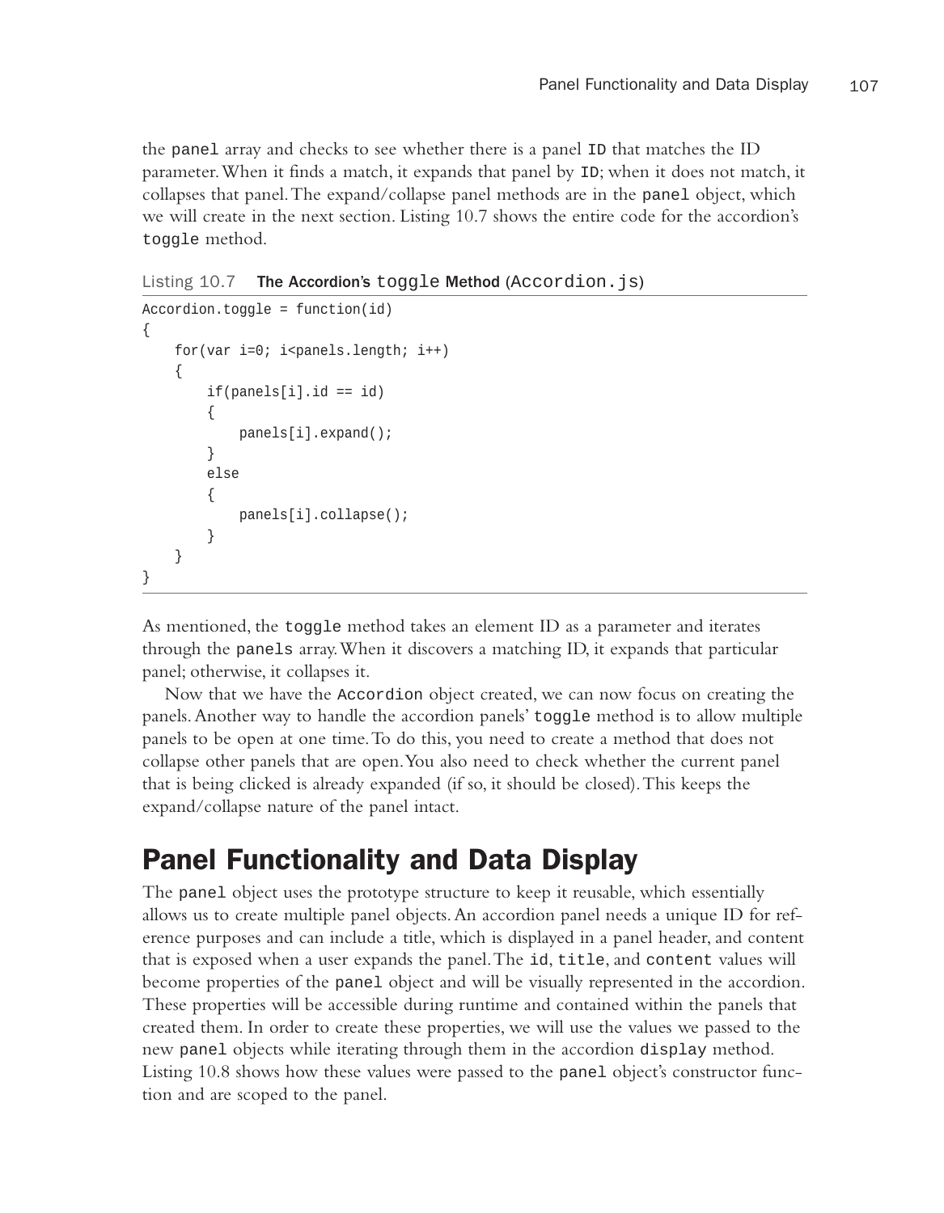the `panel` array and checks to see whether there is a panel `ID` that matches the ID parameter. When it finds a match, it expands that panel by `ID`; when it does not match, it collapses that panel. The expand/collapse panel methods are in the `panel` object, which we will create in the next section. Listing 10.7 shows the entire code for the accordion's `toggle` method.

Listing 10.7 **The Accordion's `toggle` Method (`Accordion.js`)**

```
Accordion.toggle = function(id)
{
    for(var i=0; i<panels.length; i++)
    {
        if(panels[i].id == id)
        {
            panels[i].expand();
        }
        else
        {
            panels[i].collapse();
        }
    }
}
```

As mentioned, the `toggle` method takes an element ID as a parameter and iterates through the `panels` array. When it discovers a matching ID, it expands that particular panel; otherwise, it collapses it.

Now that we have the `Accordion` object created, we can now focus on creating the panels. Another way to handle the accordion panels' `toggle` method is to allow multiple panels to be open at one time. To do this, you need to create a method that does not collapse other panels that are open. You also need to check whether the current panel that is being clicked is already expanded (if so, it should be closed). This keeps the expand/collapse nature of the panel intact.

## Panel Functionality and Data Display

The `panel` object uses the prototype structure to keep it reusable, which essentially allows us to create multiple panel objects. An accordion panel needs a unique ID for reference purposes and can include a title, which is displayed in a panel header, and content that is exposed when a user expands the panel. The `id`, `title`, and `content` values will become properties of the `panel` object and will be visually represented in the accordion. These properties will be accessible during runtime and contained within the panels that created them. In order to create these properties, we will use the values we passed to the new `panel` objects while iterating through them in the accordion `display` method. Listing 10.8 shows how these values were passed to the `panel` object's constructor function and are scoped to the panel.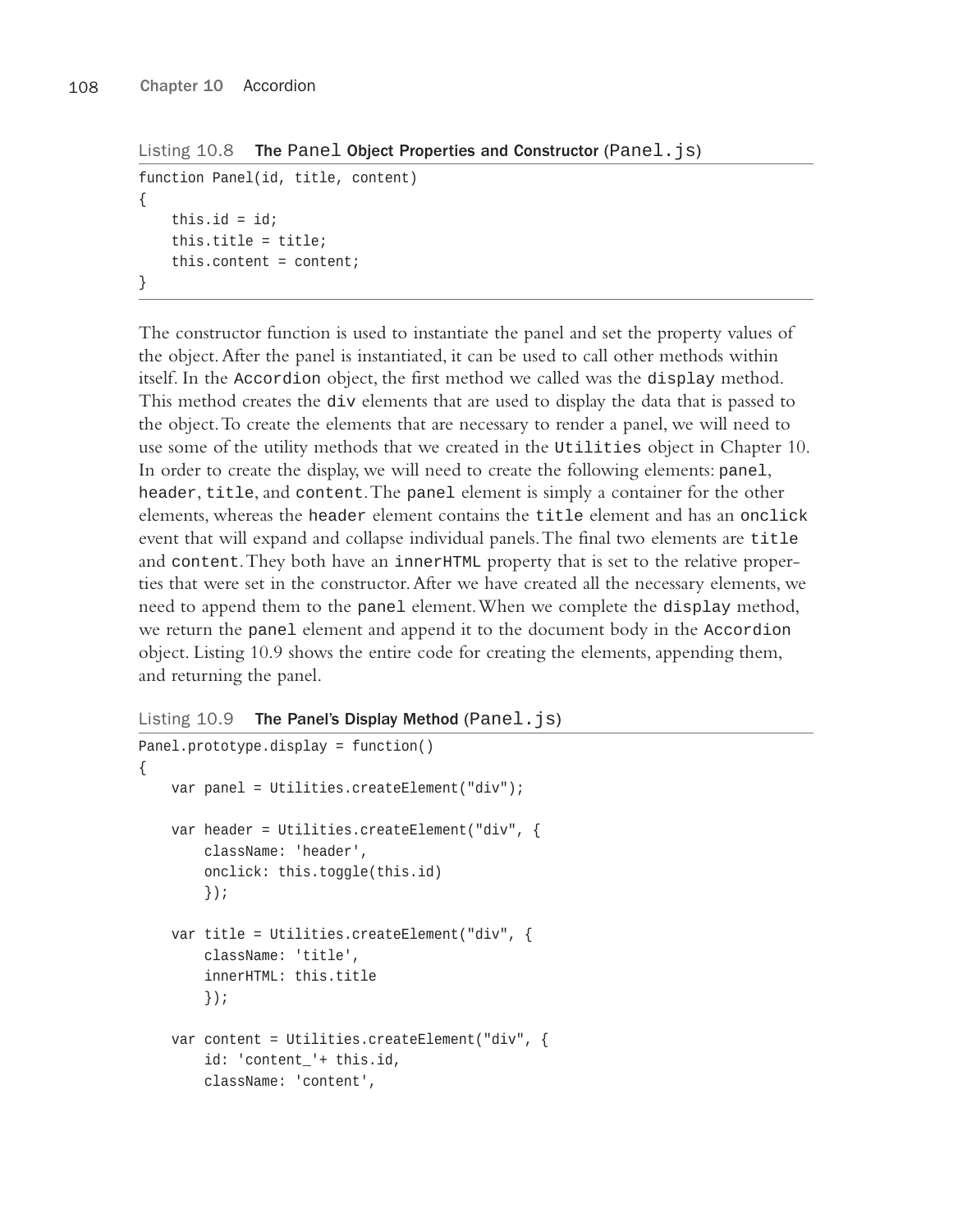Listing 10.8 **The `Panel` Object Properties and Constructor** (`Panel.js`)

```
function Panel(id, title, content)
{
    this.id = id;
    this.title = title;
    this.content = content;
}
```

The constructor function is used to instantiate the panel and set the property values of the object. After the panel is instantiated, it can be used to call other methods within itself. In the `Accordion` object, the first method we called was the `display` method. This method creates the `div` elements that are used to display the data that is passed to the object. To create the elements that are necessary to render a panel, we will need to use some of the utility methods that we created in the `Utilities` object in Chapter 10. In order to create the display, we will need to create the following elements: `panel`, `header`, `title`, and `content`. The `panel` element is simply a container for the other elements, whereas the `header` element contains the `title` element and has an `onclick` event that will expand and collapse individual panels. The final two elements are `title` and `content`. They both have an `innerHTML` property that is set to the relative properties that were set in the constructor. After we have created all the necessary elements, we need to append them to the `panel` element. When we complete the `display` method, we return the `panel` element and append it to the document body in the `Accordion` object. Listing 10.9 shows the entire code for creating the elements, appending them, and returning the panel.

Listing 10.9 **The Panel's Display Method** (`Panel.js`)

```
Panel.prototype.display = function()
{
    var panel = Utilities.createElement("div");

    var header = Utilities.createElement("div", {
        className: 'header',
        onclick: this.toggle(this.id)
        });

    var title = Utilities.createElement("div", {
        className: 'title',
        innerHTML: this.title
        });

    var content = Utilities.createElement("div", {
        id: 'content_'+ this.id,
        className: 'content',
```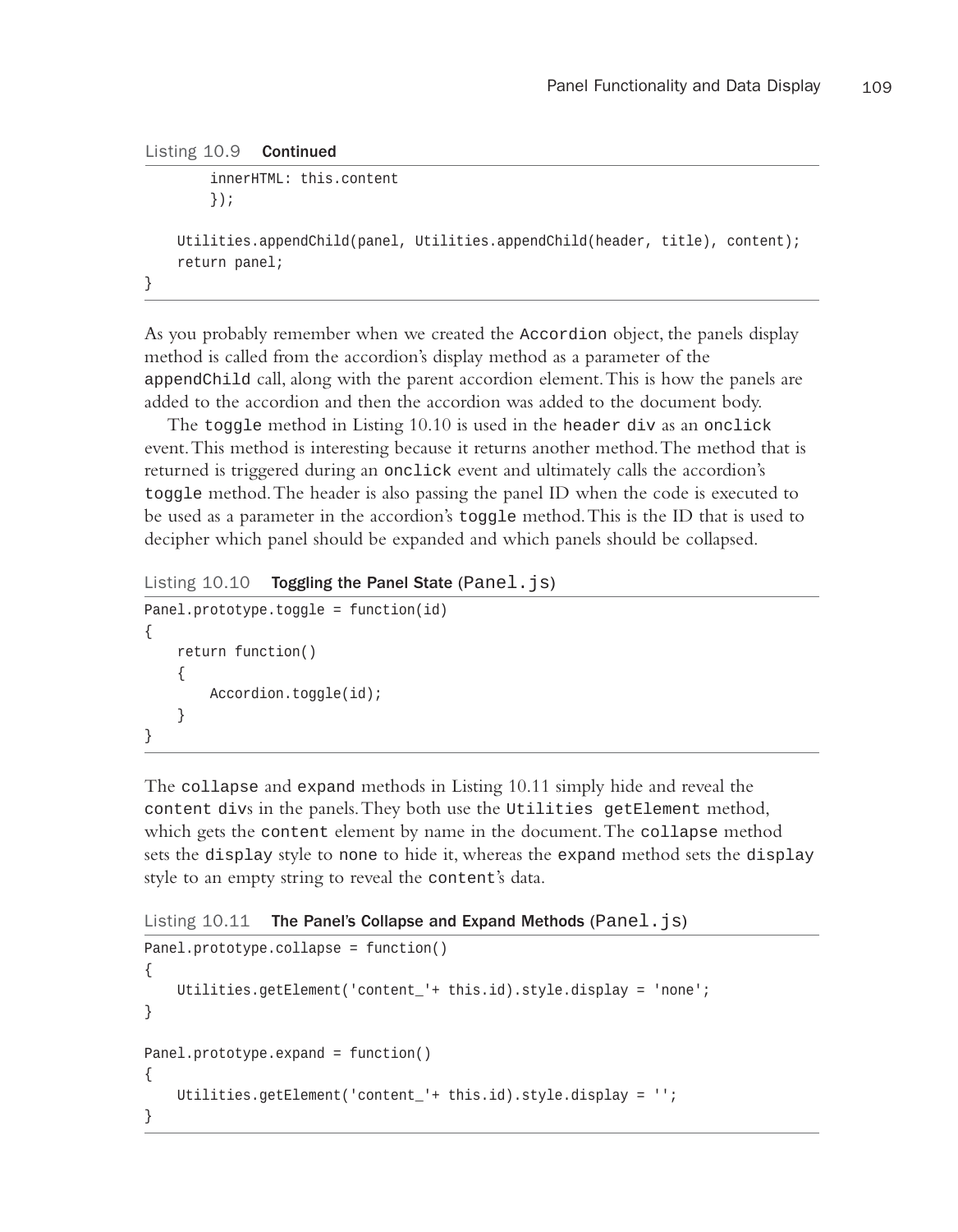Listing 10.9 **Continued**

```
        innerHTML: this.content
        });

    Utilities.appendChild(panel, Utilities.appendChild(header, title), content);
    return panel;
}
```

As you probably remember when we created the `Accordion` object, the panels display method is called from the accordion's display method as a parameter of the `appendChild` call, along with the parent accordion element. This is how the panels are added to the accordion and then the accordion was added to the document body.

The `toggle` method in Listing 10.10 is used in the `header div` as an `onclick` event. This method is interesting because it returns another method. The method that is returned is triggered during an `onclick` event and ultimately calls the accordion's `toggle` method. The header is also passing the panel ID when the code is executed to be used as a parameter in the accordion's `toggle` method. This is the ID that is used to decipher which panel should be expanded and which panels should be collapsed.

Listing 10.10 **Toggling the Panel State** (`Panel.js`)

```
Panel.prototype.toggle = function(id)
{
    return function()
    {
        Accordion.toggle(id);
    }
}
```

The `collapse` and `expand` methods in Listing 10.11 simply hide and reveal the `content div`s in the panels. They both use the `Utilities getElement` method, which gets the `content` element by name in the document. The `collapse` method sets the `display` style to `none` to hide it, whereas the `expand` method sets the `display` style to an empty string to reveal the `content`'s data.

Listing 10.11 **The Panel's Collapse and Expand Methods** (`Panel.js`)

```
Panel.prototype.collapse = function()
{
    Utilities.getElement('content_'+ this.id).style.display = 'none';
}

Panel.prototype.expand = function()
{
    Utilities.getElement('content_'+ this.id).style.display = '';
}
```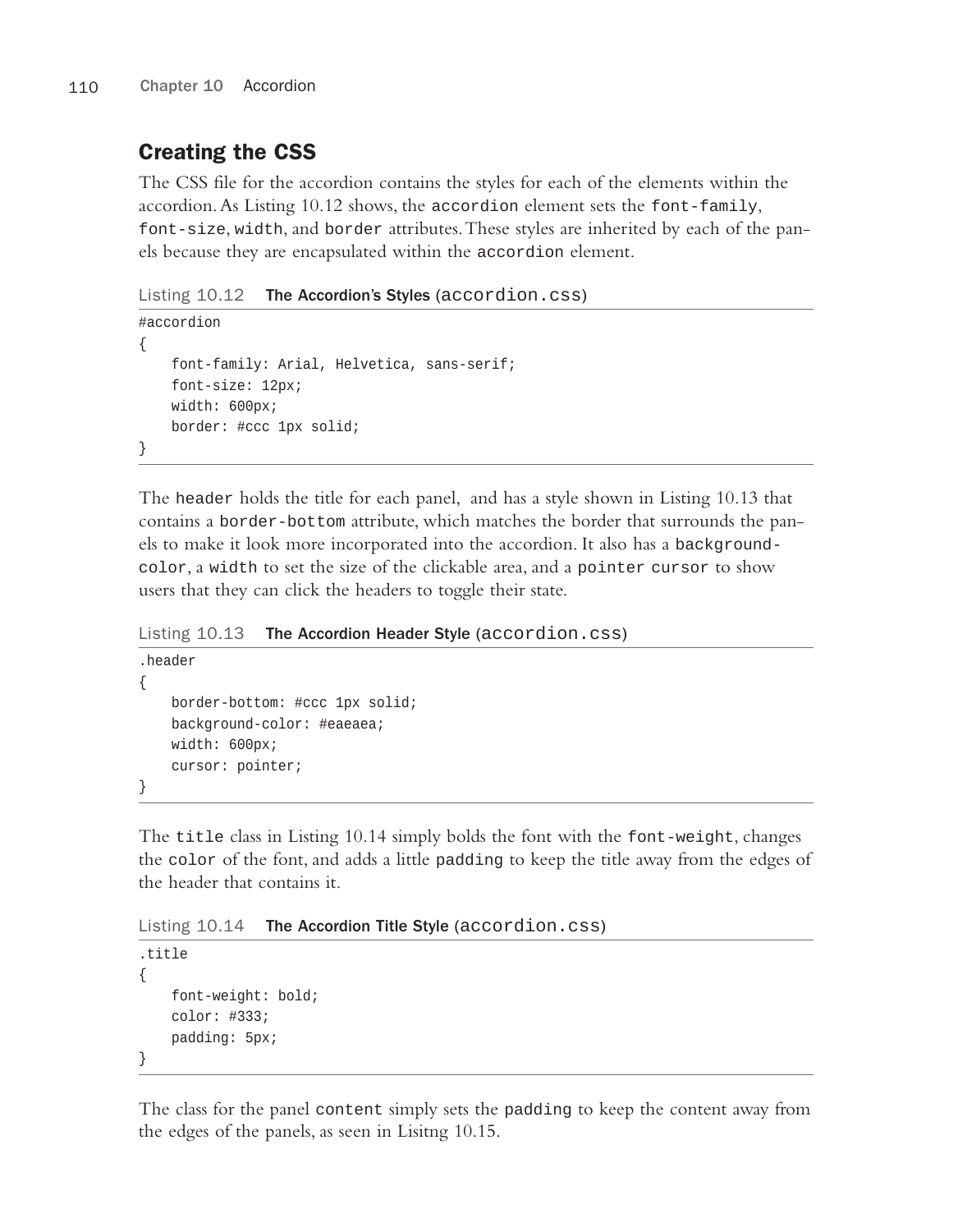## Creating the CSS

The CSS file for the accordion contains the styles for each of the elements within the accordion. As Listing 10.12 shows, the `accordion` element sets the `font-family`, `font-size`, `width`, and `border` attributes. These styles are inherited by each of the panels because they are encapsulated within the `accordion` element.

Listing 10.12 **The Accordion's Styles** (`accordion.css`)

```
#accordion
{
    font-family: Arial, Helvetica, sans-serif;
    font-size: 12px;
    width: 600px;
    border: #ccc 1px solid;
}
```

The `header` holds the title for each panel, and has a style shown in Listing 10.13 that contains a `border-bottom` attribute, which matches the border that surrounds the panels to make it look more incorporated into the accordion. It also has a `background-color`, a `width` to set the size of the clickable area, and a `pointer cursor` to show users that they can click the headers to toggle their state.

Listing 10.13 **The Accordion Header Style** (`accordion.css`)

```
.header
{
    border-bottom: #ccc 1px solid;
    background-color: #eaeaea;
    width: 600px;
    cursor: pointer;
}
```

The `title` class in Listing 10.14 simply bolds the font with the `font-weight`, changes the `color` of the font, and adds a little `padding` to keep the title away from the edges of the header that contains it.

Listing 10.14 **The Accordion Title Style** (`accordion.css`)

```
.title
{
    font-weight: bold;
    color: #333;
    padding: 5px;
}
```

The class for the panel `content` simply sets the `padding` to keep the content away from the edges of the panels, as seen in Lisitng 10.15.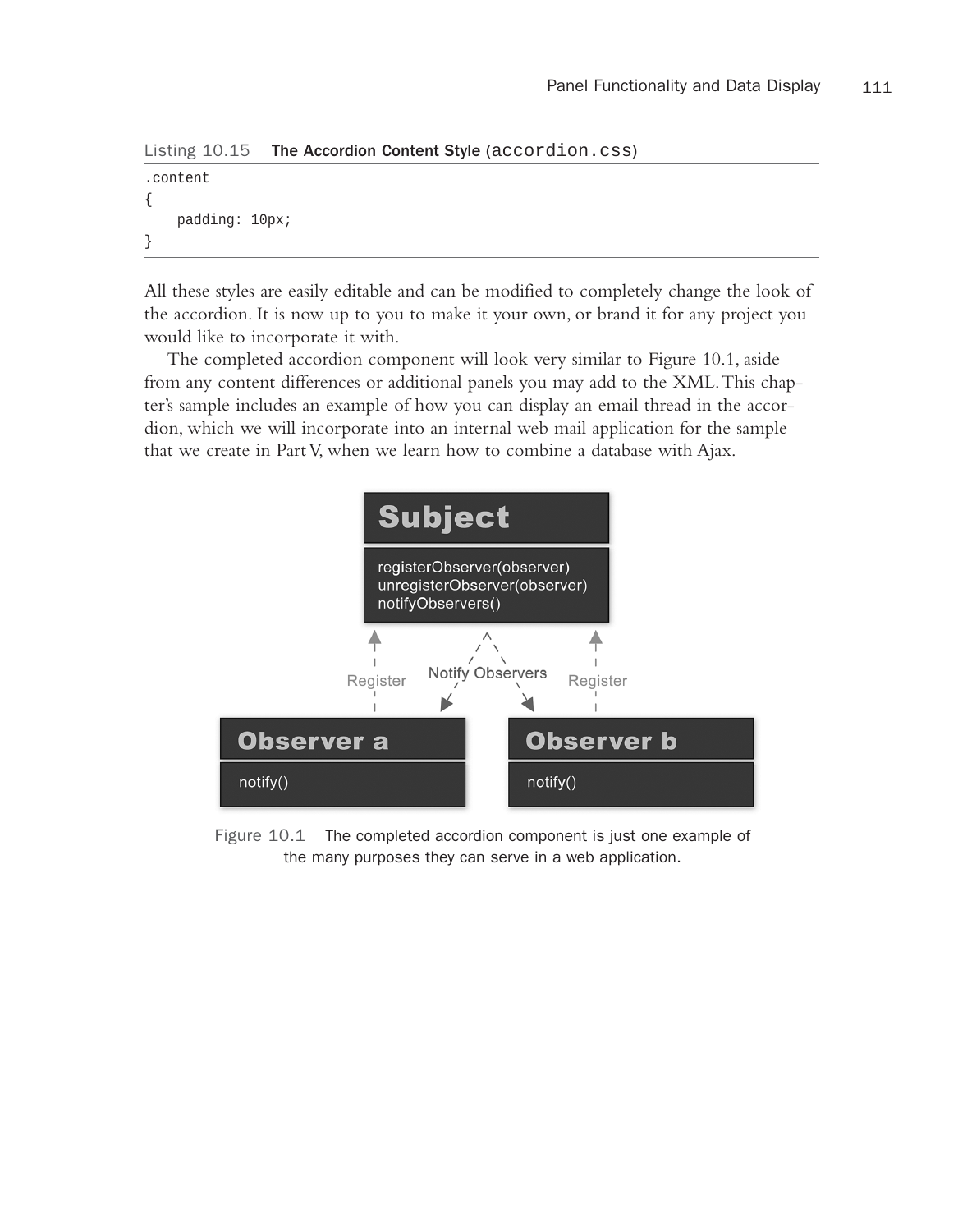Listing 10.15 **The Accordion Content Style** (accordion.css)

```
.content
{
    padding: 10px;
}
```

All these styles are easily editable and can be modified to completely change the look of the accordion. It is now up to you to make it your own, or brand it for any project you would like to incorporate it with.

The completed accordion component will look very similar to Figure 10.1, aside from any content differences or additional panels you may add to the XML. This chapter's sample includes an example of how you can display an email thread in the accordion, which we will incorporate into an internal web mail application for the sample that we create in Part V, when we learn how to combine a database with Ajax.

Subject

registerObserver(observer)
unregisterObserver(observer)
notifyObservers()

Register

Notify Observers

Register

Observer a

notify()

Observer b

notify()

Figure 10.1 The completed accordion component is just one example of the many purposes they can serve in a web application.